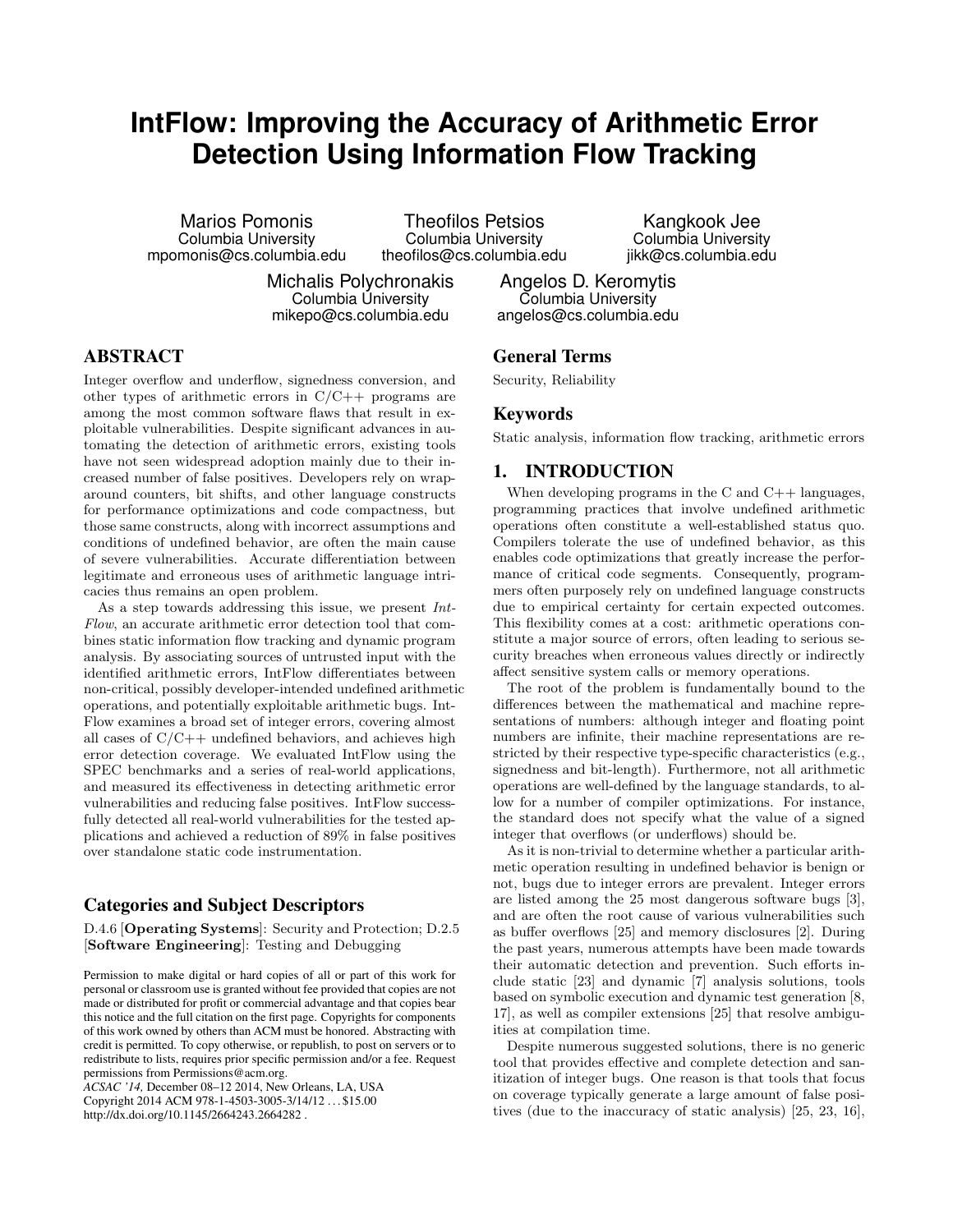# IntFlow: Improving the Accuracy of Arithmetic Error Detection Using Information Flow Tracking

Marios Pomonis
Columbia University
mpomonis@cs.columbia.edu

Theofilos Petsios
Columbia University
theofilos@cs.columbia.edu

Kangkook Jee
Columbia University
jikk@cs.columbia.edu

Michalis Polychronakis
Columbia University
mikepo@cs.columbia.edu

Angelos D. Keromytis
Columbia University
angelos@cs.columbia.edu

## ABSTRACT

Integer overflow and underflow, signedness conversion, and other types of arithmetic errors in C/C++ programs are among the most common software flaws that result in exploitable vulnerabilities. Despite significant advances in automating the detection of arithmetic errors, existing tools have not seen widespread adoption mainly due to their increased number of false positives. Developers rely on wrap-around counters, bit shifts, and other language constructs for performance optimizations and code compactness, but those same constructs, along with incorrect assumptions and conditions of undefined behavior, are often the main cause of severe vulnerabilities. Accurate differentiation between legitimate and erroneous uses of arithmetic language intricacies thus remains an open problem.

As a step towards addressing this issue, we present *IntFlow*, an accurate arithmetic error detection tool that combines static information flow tracking and dynamic program analysis. By associating sources of untrusted input with the identified arithmetic errors, IntFlow differentiates between non-critical, possibly developer-intended undefined arithmetic operations, and potentially exploitable arithmetic bugs. IntFlow examines a broad set of integer errors, covering almost all cases of C/C++ undefined behaviors, and achieves high error detection coverage. We evaluated IntFlow using the SPEC benchmarks and a series of real-world applications, and measured its effectiveness in detecting arithmetic error vulnerabilities and reducing false positives. IntFlow successfully detected all real-world vulnerabilities for the tested applications and achieved a reduction of 89% in false positives over standalone static code instrumentation.

## Categories and Subject Descriptors

D.4.6 [**Operating Systems**]: Security and Protection; D.2.5 [**Software Engineering**]: Testing and Debugging

Permission to make digital or hard copies of all or part of this work for personal or classroom use is granted without fee provided that copies are not made or distributed for profit or commercial advantage and that copies bear this notice and the full citation on the first page. Copyrights for components of this work owned by others than ACM must be honored. Abstracting with credit is permitted. To copy otherwise, or republish, to post on servers or to redistribute to lists, requires prior specific permission and/or a fee. Request permissions from Permissions@acm.org.
*ACSAC '14,* December 08–12 2014, New Orleans, LA, USA
Copyright 2014 ACM 978-1-4503-3005-3/14/12 ...$15.00
http://dx.doi.org/10.1145/2664243.2664282 .

## General Terms

Security, Reliability

## Keywords

Static analysis, information flow tracking, arithmetic errors

## 1. INTRODUCTION

When developing programs in the C and C++ languages, programming practices that involve undefined arithmetic operations often constitute a well-established status quo. Compilers tolerate the use of undefined behavior, as this enables code optimizations that greatly increase the performance of critical code segments. Consequently, programmers often purposely rely on undefined language constructs due to empirical certainty for certain expected outcomes. This flexibility comes at a cost: arithmetic operations constitute a major source of errors, often leading to serious security breaches when erroneous values directly or indirectly affect sensitive system calls or memory operations.

The root of the problem is fundamentally bound to the differences between the mathematical and machine representations of numbers: although integer and floating point numbers are infinite, their machine representations are restricted by their respective type-specific characteristics (e.g., signedness and bit-length). Furthermore, not all arithmetic operations are well-defined by the language standards, to allow for a number of compiler optimizations. For instance, the standard does not specify what the value of a signed integer that overflows (or underflows) should be.

As it is non-trivial to determine whether a particular arithmetic operation resulting in undefined behavior is benign or not, bugs due to integer errors are prevalent. Integer errors are listed among the 25 most dangerous software bugs [3], and are often the root cause of various vulnerabilities such as buffer overflows [25] and memory disclosures [2]. During the past years, numerous attempts have been made towards their automatic detection and prevention. Such efforts include static [23] and dynamic [7] analysis solutions, tools based on symbolic execution and dynamic test generation [8, 17], as well as compiler extensions [25] that resolve ambiguities at compilation time.

Despite numerous suggested solutions, there is no generic tool that provides effective and complete detection and sanitization of integer bugs. One reason is that tools that focus on coverage typically generate a large amount of false positives (due to the inaccuracy of static analysis) [25, 23, 16],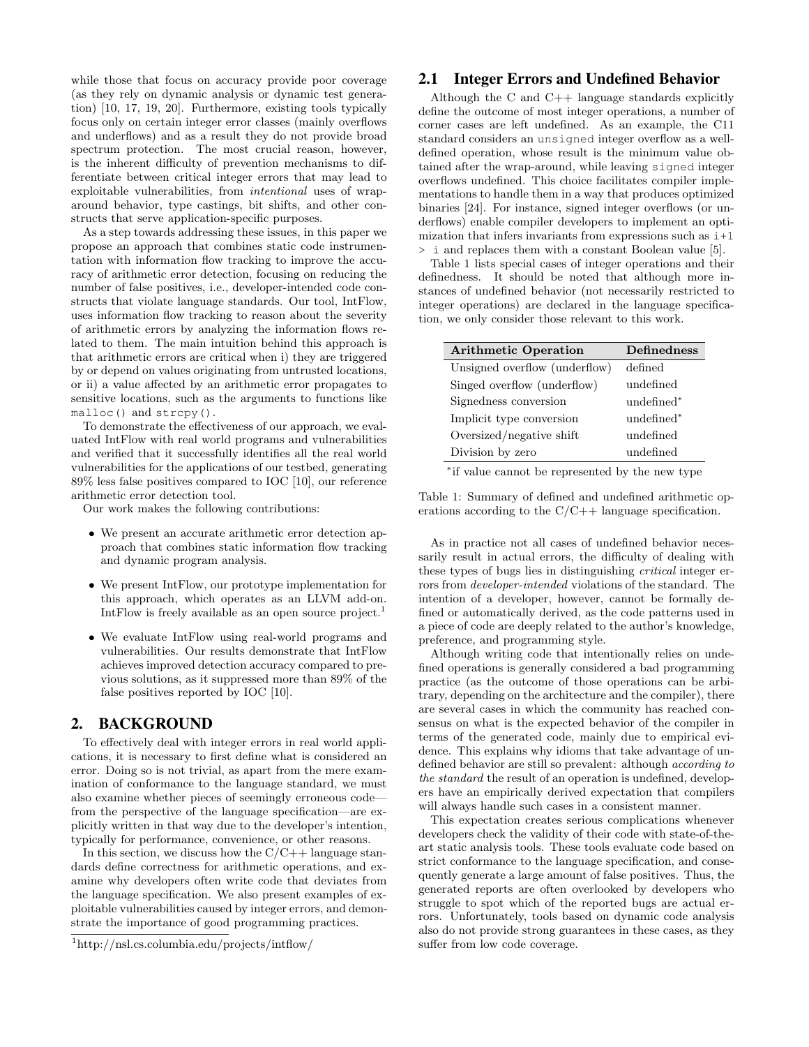while those that focus on accuracy provide poor coverage (as they rely on dynamic analysis or dynamic test generation) [10, 17, 19, 20]. Furthermore, existing tools typically focus only on certain integer error classes (mainly overflows and underflows) and as a result they do not provide broad spectrum protection. The most crucial reason, however, is the inherent difficulty of prevention mechanisms to differentiate between critical integer errors that may lead to exploitable vulnerabilities, from *intentional* uses of wraparound behavior, type castings, bit shifts, and other constructs that serve application-specific purposes.

As a step towards addressing these issues, in this paper we propose an approach that combines static code instrumentation with information flow tracking to improve the accuracy of arithmetic error detection, focusing on reducing the number of false positives, i.e., developer-intended code constructs that violate language standards. Our tool, IntFlow, uses information flow tracking to reason about the severity of arithmetic errors by analyzing the information flows related to them. The main intuition behind this approach is that arithmetic errors are critical when i) they are triggered by or depend on values originating from untrusted locations, or ii) a value affected by an arithmetic error propagates to sensitive locations, such as the arguments to functions like `malloc()` and `strcpy()`.

To demonstrate the effectiveness of our approach, we evaluated IntFlow with real world programs and vulnerabilities and verified that it successfully identifies all the real world vulnerabilities for the applications of our testbed, generating 89% less false positives compared to IOC [10], our reference arithmetic error detection tool.

Our work makes the following contributions:

- We present an accurate arithmetic error detection approach that combines static information flow tracking and dynamic program analysis.
- We present IntFlow, our prototype implementation for this approach, which operates as an LLVM add-on. IntFlow is freely available as an open source project.[1]
- We evaluate IntFlow using real-world programs and vulnerabilities. Our results demonstrate that IntFlow achieves improved detection accuracy compared to previous solutions, as it suppressed more than 89% of the false positives reported by IOC [10].

## 2. BACKGROUND

To effectively deal with integer errors in real world applications, it is necessary to first define what is considered an error. Doing so is not trivial, as apart from the mere examination of conformance to the language standard, we must also examine whether pieces of seemingly erroneous code—from the perspective of the language specification—are explicitly written in that way due to the developer's intention, typically for performance, convenience, or other reasons.

In this section, we discuss how the C/C++ language standards define correctness for arithmetic operations, and examine why developers often write code that deviates from the language specification. We also present examples of exploitable vulnerabilities caused by integer errors, and demonstrate the importance of good programming practices.

[1] http://nsl.cs.columbia.edu/projects/intflow/

### 2.1 Integer Errors and Undefined Behavior

Although the C and C++ language standards explicitly define the outcome of most integer operations, a number of corner cases are left undefined. As an example, the C11 standard considers an `unsigned` integer overflow as a well-defined operation, whose result is the minimum value obtained after the wrap-around, while leaving `signed` integer overflows undefined. This choice facilitates compiler implementations to handle them in a way that produces optimized binaries [24]. For instance, signed integer overflows (or underflows) enable compiler developers to implement an optimization that infers invariants from expressions such as `i+1 > i` and replaces them with a constant Boolean value [5].

Table 1 lists special cases of integer operations and their definedness. It should be noted that although more instances of undefined behavior (not necessarily restricted to integer operations) are declared in the language specification, we only consider those relevant to this work.

| Arithmetic Operation | Definedness |
|---|---|
| Unsigned overflow (underflow) | defined |
| Singed overflow (underflow) | undefined |
| Signedness conversion | undefined* |
| Implicit type conversion | undefined* |
| Oversized/negative shift | undefined |
| Division by zero | undefined |

*if value cannot be represented by the new type

Table 1: Summary of defined and undefined arithmetic operations according to the C/C++ language specification.

As in practice not all cases of undefined behavior necessarily result in actual errors, the difficulty of dealing with these types of bugs lies in distinguishing *critical* integer errors from *developer-intended* violations of the standard. The intention of a developer, however, cannot be formally defined or automatically derived, as the code patterns used in a piece of code are deeply related to the author's knowledge, preference, and programming style.

Although writing code that intentionally relies on undefined operations is generally considered a bad programming practice (as the outcome of those operations can be arbitrary, depending on the architecture and the compiler), there are several cases in which the community has reached consensus on what is the expected behavior of the compiler in terms of the generated code, mainly due to empirical evidence. This explains why idioms that take advantage of undefined behavior are still so prevalent: although *according to the standard* the result of an operation is undefined, developers have an empirically derived expectation that compilers will always handle such cases in a consistent manner.

This expectation creates serious complications whenever developers check the validity of their code with state-of-the-art static analysis tools. These tools evaluate code based on strict conformance to the language specification, and consequently generate a large amount of false positives. Thus, the generated reports are often overlooked by developers who struggle to spot which of the reported bugs are actual errors. Unfortunately, tools based on dynamic code analysis also do not provide strong guarantees in these cases, as they suffer from low code coverage.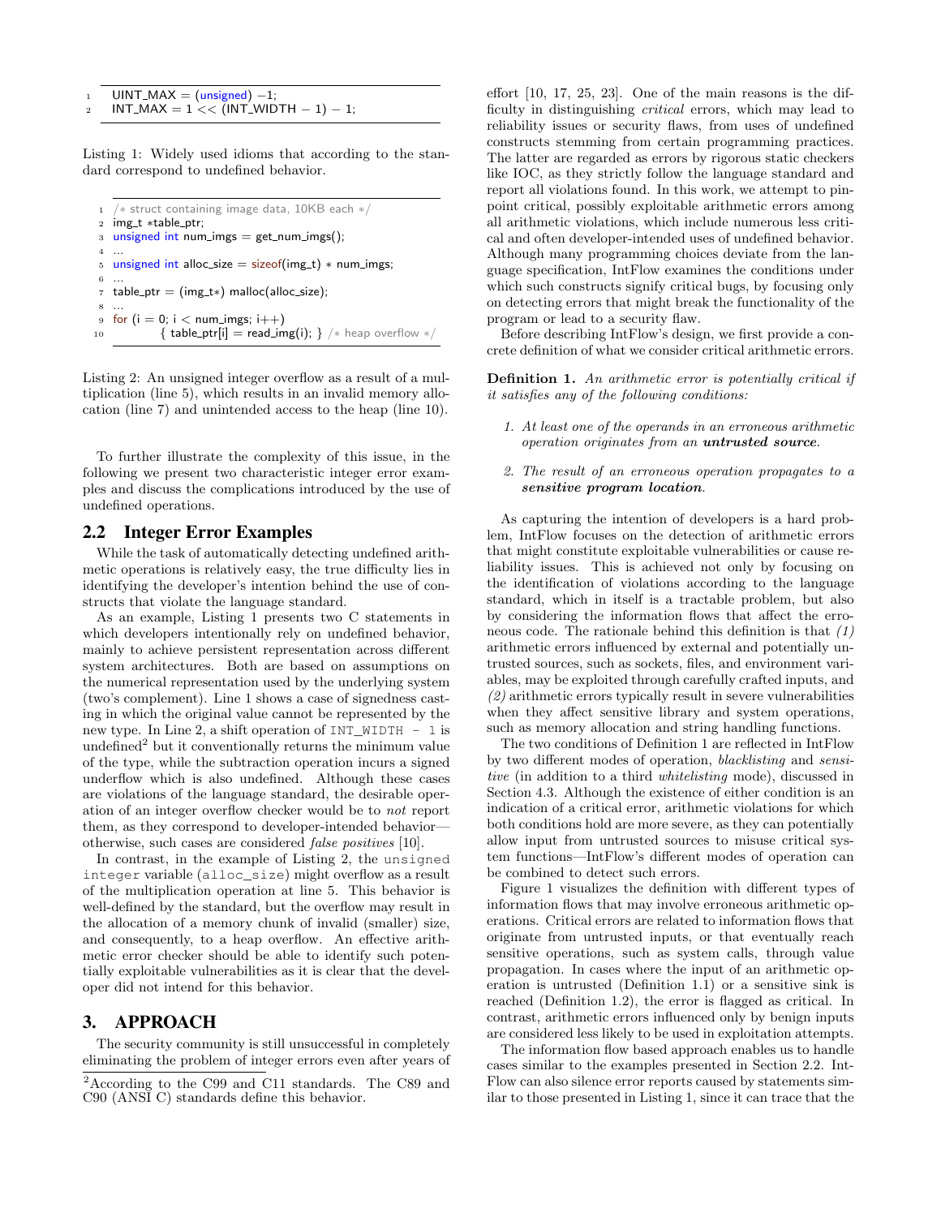```
UINT_MAX = (unsigned) −1;
INT_MAX = 1 << (INT_WIDTH − 1) − 1;
```

Listing 1: Widely used idioms that according to the standard correspond to undefined behavior.

```
/* struct containing image data, 10KB each */
img_t *table_ptr;
unsigned int num_imgs = get_num_imgs();
...
unsigned int alloc_size = sizeof(img_t) * num_imgs;
...
table_ptr = (img_t*) malloc(alloc_size);
...
for (i = 0; i < num_imgs; i++)
        { table_ptr[i] = read_img(i); } /* heap overflow */
```

Listing 2: An unsigned integer overflow as a result of a multiplication (line 5), which results in an invalid memory allocation (line 7) and unintended access to the heap (line 10).

To further illustrate the complexity of this issue, in the following we present two characteristic integer error examples and discuss the complications introduced by the use of undefined operations.

## 2.2 Integer Error Examples

While the task of automatically detecting undefined arithmetic operations is relatively easy, the true difficulty lies in identifying the developer's intention behind the use of constructs that violate the language standard.

As an example, Listing 1 presents two C statements in which developers intentionally rely on undefined behavior, mainly to achieve persistent representation across different system architectures. Both are based on assumptions on the numerical representation used by the underlying system (two's complement). Line 1 shows a case of signedness casting in which the original value cannot be represented by the new type. In Line 2, a shift operation of `INT_WIDTH - 1` is undefined[2] but it conventionally returns the minimum value of the type, while the subtraction operation incurs a signed underflow which is also undefined. Although these cases are violations of the language standard, the desirable operation of an integer overflow checker would be to *not* report them, as they correspond to developer-intended behavior—otherwise, such cases are considered *false positives* [10].

In contrast, in the example of Listing 2, the `unsigned integer` variable (`alloc_size`) might overflow as a result of the multiplication operation at line 5. This behavior is well-defined by the standard, but the overflow may result in the allocation of a memory chunk of invalid (smaller) size, and consequently, to a heap overflow. An effective arithmetic error checker should be able to identify such potentially exploitable vulnerabilities as it is clear that the developer did not intend for this behavior.

# 3. APPROACH

The security community is still unsuccessful in completely eliminating the problem of integer errors even after years of effort [10, 17, 25, 23]. One of the main reasons is the difficulty in distinguishing *critical* errors, which may lead to reliability issues or security flaws, from uses of undefined constructs stemming from certain programming practices. The latter are regarded as errors by rigorous static checkers like IOC, as they strictly follow the language standard and report all violations found. In this work, we attempt to pinpoint critical, possibly exploitable arithmetic errors among all arithmetic violations, which include numerous less critical and often developer-intended uses of undefined behavior. Although many programming choices deviate from the language specification, IntFlow examines the conditions under which such constructs signify critical bugs, by focusing only on detecting errors that might break the functionality of the program or lead to a security flaw.

Before describing IntFlow's design, we first provide a concrete definition of what we consider critical arithmetic errors.

**Definition 1.** *An arithmetic error is potentially critical if it satisfies any of the following conditions:*

1. *At least one of the operands in an erroneous arithmetic operation originates from an* ***untrusted source****.*
2. *The result of an erroneous operation propagates to a* ***sensitive program location****.*

As capturing the intention of developers is a hard problem, IntFlow focuses on the detection of arithmetic errors that might constitute exploitable vulnerabilities or cause reliability issues. This is achieved not only by focusing on the identification of violations according to the language standard, which in itself is a tractable problem, but also by considering the information flows that affect the erroneous code. The rationale behind this definition is that *(1)* arithmetic errors influenced by external and potentially untrusted sources, such as sockets, files, and environment variables, may be exploited through carefully crafted inputs, and *(2)* arithmetic errors typically result in severe vulnerabilities when they affect sensitive library and system operations, such as memory allocation and string handling functions.

The two conditions of Definition 1 are reflected in IntFlow by two different modes of operation, *blacklisting* and *sensitive* (in addition to a third *whitelisting* mode), discussed in Section 4.3. Although the existence of either condition is an indication of a critical error, arithmetic violations for which both conditions hold are more severe, as they can potentially allow input from untrusted sources to misuse critical system functions—IntFlow's different modes of operation can be combined to detect such errors.

Figure 1 visualizes the definition with different types of information flows that may involve erroneous arithmetic operations. Critical errors are related to information flows that originate from untrusted inputs, or that eventually reach sensitive operations, such as system calls, through value propagation. In cases where the input of an arithmetic operation is untrusted (Definition 1.1) or a sensitive sink is reached (Definition 1.2), the error is flagged as critical. In contrast, arithmetic errors influenced only by benign inputs are considered less likely to be used in exploitation attempts.

The information flow based approach enables us to handle cases similar to the examples presented in Section 2.2. IntFlow can also silence error reports caused by statements similar to those presented in Listing 1, since it can trace that the

[2]According to the C99 and C11 standards. The C89 and C90 (ANSI C) standards define this behavior.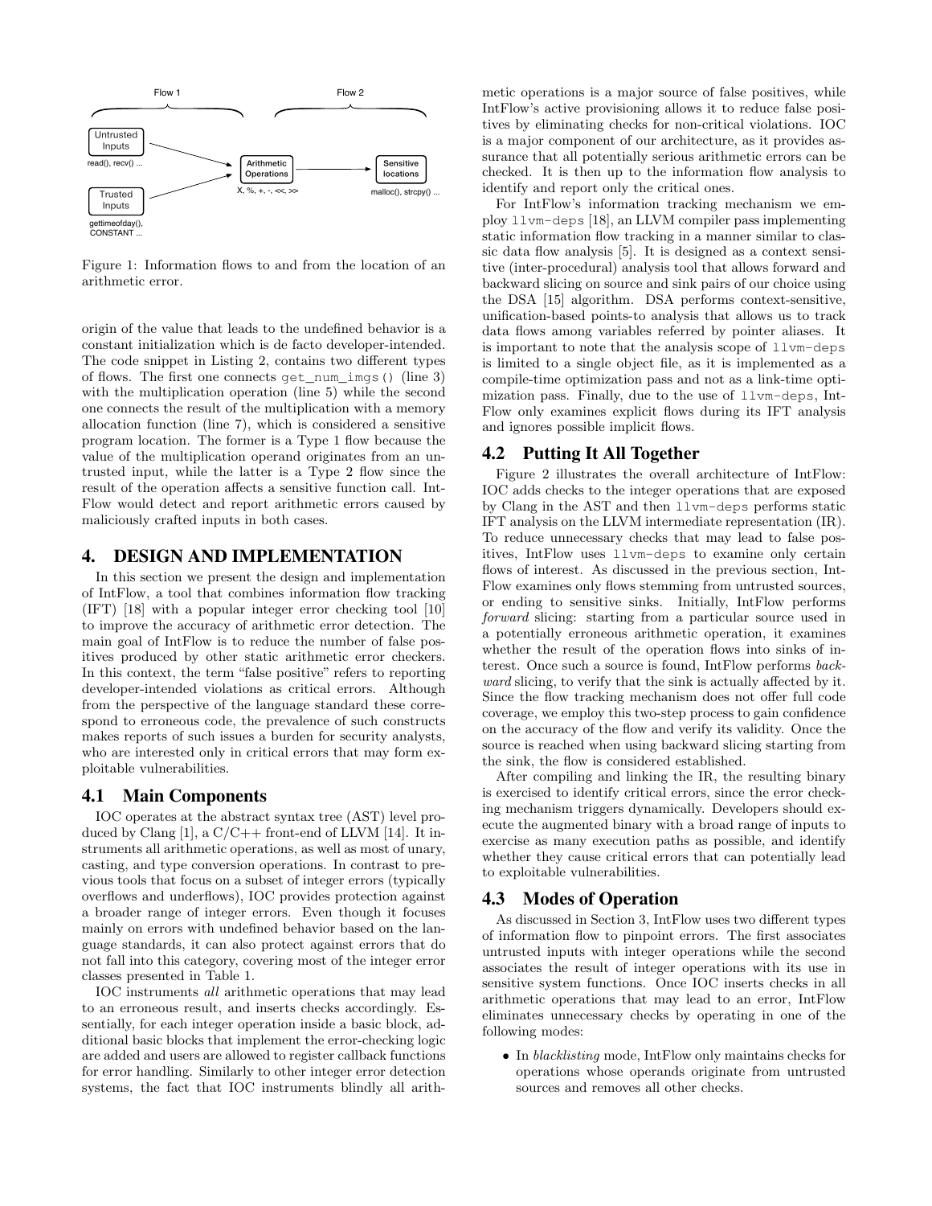Figure 1: Information flows to and from the location of an arithmetic error.

origin of the value that leads to the undefined behavior is a constant initialization which is de facto developer-intended. The code snippet in Listing 2, contains two different types of flows. The first one connects `get_num_imgs()` (line 3) with the multiplication operation (line 5) while the second one connects the result of the multiplication with a memory allocation function (line 7), which is considered a sensitive program location. The former is a Type 1 flow because the value of the multiplication operand originates from an untrusted input, while the latter is a Type 2 flow since the result of the operation affects a sensitive function call. IntFlow would detect and report arithmetic errors caused by maliciously crafted inputs in both cases.

# 4. DESIGN AND IMPLEMENTATION

In this section we present the design and implementation of IntFlow, a tool that combines information flow tracking (IFT) [18] with a popular integer error checking tool [10] to improve the accuracy of arithmetic error detection. The main goal of IntFlow is to reduce the number of false positives produced by other static arithmetic error checkers. In this context, the term "false positive" refers to reporting developer-intended violations as critical errors. Although from the perspective of the language standard these correspond to erroneous code, the prevalence of such constructs makes reports of such issues a burden for security analysts, who are interested only in critical errors that may form exploitable vulnerabilities.

## 4.1 Main Components

IOC operates at the abstract syntax tree (AST) level produced by Clang [1], a C/C++ front-end of LLVM [14]. It instruments all arithmetic operations, as well as most of unary, casting, and type conversion operations. In contrast to previous tools that focus on a subset of integer errors (typically overflows and underflows), IOC provides protection against a broader range of integer errors. Even though it focuses mainly on errors with undefined behavior based on the language standards, it can also protect against errors that do not fall into this category, covering most of the integer error classes presented in Table 1.

IOC instruments *all* arithmetic operations that may lead to an erroneous result, and inserts checks accordingly. Essentially, for each integer operation inside a basic block, additional basic blocks that implement the error-checking logic are added and users are allowed to register callback functions for error handling. Similarly to other integer error detection systems, the fact that IOC instruments blindly all arithmetic operations is a major source of false positives, while IntFlow's active provisioning allows it to reduce false positives by eliminating checks for non-critical violations. IOC is a major component of our architecture, as it provides assurance that all potentially serious arithmetic errors can be checked. It is then up to the information flow analysis to identify and report only the critical ones.

For IntFlow's information tracking mechanism we employ `llvm-deps` [18], an LLVM compiler pass implementing static information flow tracking in a manner similar to classic data flow analysis [5]. It is designed as a context sensitive (inter-procedural) analysis tool that allows forward and backward slicing on source and sink pairs of our choice using the DSA [15] algorithm. DSA performs context-sensitive, unification-based points-to analysis that allows us to track data flows among variables referred by pointer aliases. It is important to note that the analysis scope of `llvm-deps` is limited to a single object file, as it is implemented as a compile-time optimization pass and not as a link-time optimization pass. Finally, due to the use of `llvm-deps`, IntFlow only examines explicit flows during its IFT analysis and ignores possible implicit flows.

## 4.2 Putting It All Together

Figure 2 illustrates the overall architecture of IntFlow: IOC adds checks to the integer operations that are exposed by Clang in the AST and then `llvm-deps` performs static IFT analysis on the LLVM intermediate representation (IR). To reduce unnecessary checks that may lead to false positives, IntFlow uses `llvm-deps` to examine only certain flows of interest. As discussed in the previous section, IntFlow examines only flows stemming from untrusted sources, or ending to sensitive sinks. Initially, IntFlow performs *forward* slicing: starting from a particular source used in a potentially erroneous arithmetic operation, it examines whether the result of the operation flows into sinks of interest. Once such a source is found, IntFlow performs *backward* slicing, to verify that the sink is actually affected by it. Since the flow tracking mechanism does not offer full code coverage, we employ this two-step process to gain confidence on the accuracy of the flow and verify its validity. Once the source is reached when using backward slicing starting from the sink, the flow is considered established.

After compiling and linking the IR, the resulting binary is exercised to identify critical errors, since the error checking mechanism triggers dynamically. Developers should execute the augmented binary with a broad range of inputs to exercise as many execution paths as possible, and identify whether they cause critical errors that can potentially lead to exploitable vulnerabilities.

## 4.3 Modes of Operation

As discussed in Section 3, IntFlow uses two different types of information flow to pinpoint errors. The first associates untrusted inputs with integer operations while the second associates the result of integer operations with its use in sensitive system functions. Once IOC inserts checks in all arithmetic operations that may lead to an error, IntFlow eliminates unnecessary checks by operating in one of the following modes:

- In *blacklisting* mode, IntFlow only maintains checks for operations whose operands originate from untrusted sources and removes all other checks.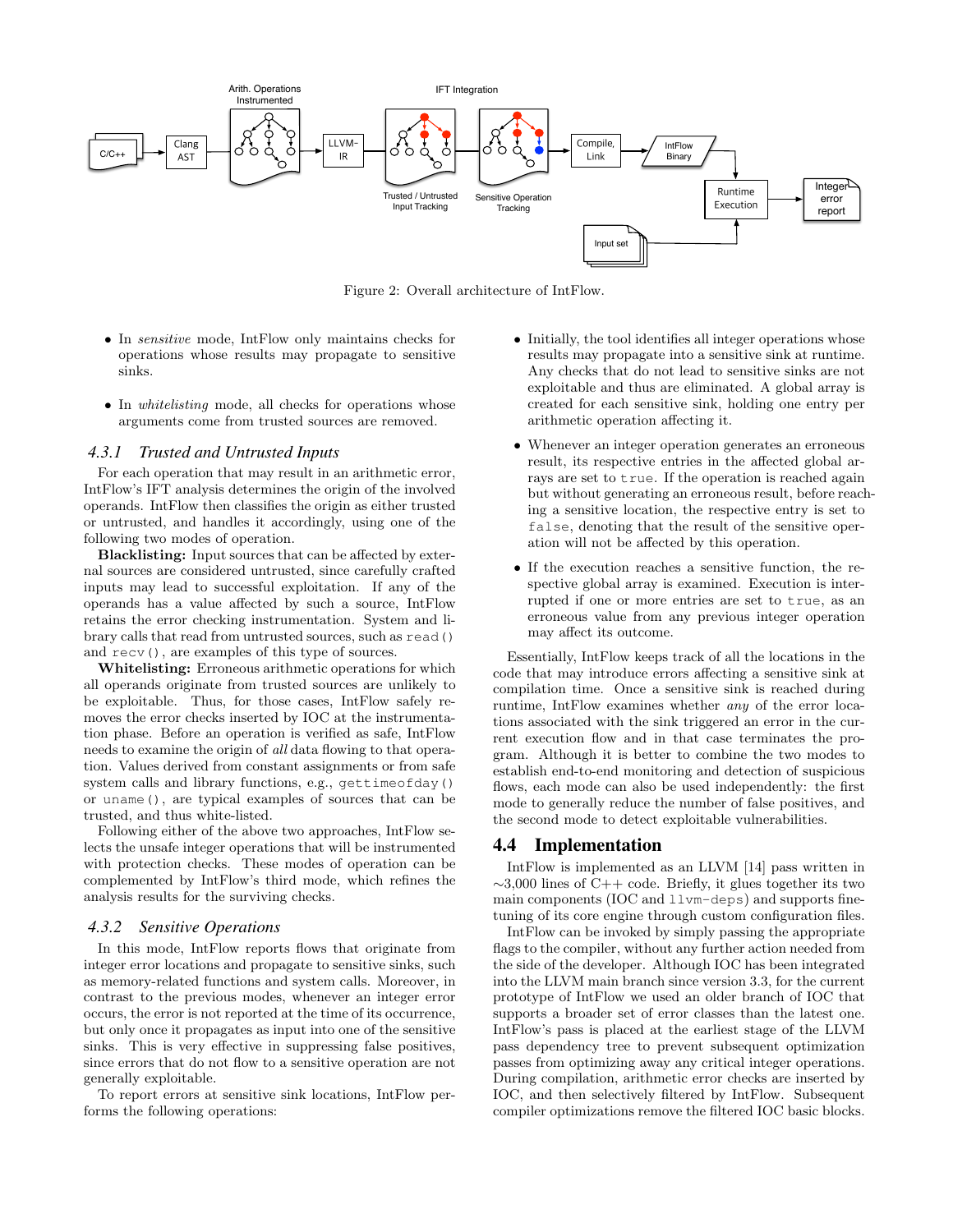Figure 2: Overall architecture of IntFlow.

- In *sensitive* mode, IntFlow only maintains checks for operations whose results may propagate to sensitive sinks.
- In *whitelisting* mode, all checks for operations whose arguments come from trusted sources are removed.

### 4.3.1 Trusted and Untrusted Inputs

For each operation that may result in an arithmetic error, IntFlow's IFT analysis determines the origin of the involved operands. IntFlow then classifies the origin as either trusted or untrusted, and handles it accordingly, using one of the following two modes of operation.

**Blacklisting:** Input sources that can be affected by external sources are considered untrusted, since carefully crafted inputs may lead to successful exploitation. If any of the operands has a value affected by such a source, IntFlow retains the error checking instrumentation. System and library calls that read from untrusted sources, such as `read()` and `recv()`, are examples of this type of sources.

**Whitelisting:** Erroneous arithmetic operations for which all operands originate from trusted sources are unlikely to be exploitable. Thus, for those cases, IntFlow safely removes the error checks inserted by IOC at the instrumentation phase. Before an operation is verified as safe, IntFlow needs to examine the origin of *all* data flowing to that operation. Values derived from constant assignments or from safe system calls and library functions, e.g., `gettimeofday()` or `uname()`, are typical examples of sources that can be trusted, and thus white-listed.

Following either of the above two approaches, IntFlow selects the unsafe integer operations that will be instrumented with protection checks. These modes of operation can be complemented by IntFlow's third mode, which refines the analysis results for the surviving checks.

### 4.3.2 Sensitive Operations

In this mode, IntFlow reports flows that originate from integer error locations and propagate to sensitive sinks, such as memory-related functions and system calls. Moreover, in contrast to the previous modes, whenever an integer error occurs, the error is not reported at the time of its occurrence, but only once it propagates as input into one of the sensitive sinks. This is very effective in suppressing false positives, since errors that do not flow to a sensitive operation are not generally exploitable.

To report errors at sensitive sink locations, IntFlow performs the following operations:

- Initially, the tool identifies all integer operations whose results may propagate into a sensitive sink at runtime. Any checks that do not lead to sensitive sinks are not exploitable and thus are eliminated. A global array is created for each sensitive sink, holding one entry per arithmetic operation affecting it.
- Whenever an integer operation generates an erroneous result, its respective entries in the affected global arrays are set to `true`. If the operation is reached again but without generating an erroneous result, before reaching a sensitive location, the respective entry is set to `false`, denoting that the result of the sensitive operation will not be affected by this operation.
- If the execution reaches a sensitive function, the respective global array is examined. Execution is interrupted if one or more entries are set to `true`, as an erroneous value from any previous integer operation may affect its outcome.

Essentially, IntFlow keeps track of all the locations in the code that may introduce errors affecting a sensitive sink at compilation time. Once a sensitive sink is reached during runtime, IntFlow examines whether *any* of the error locations associated with the sink triggered an error in the current execution flow and in that case terminates the program. Although it is better to combine the two modes to establish end-to-end monitoring and detection of suspicious flows, each mode can also be used independently: the first mode to generally reduce the number of false positives, and the second mode to detect exploitable vulnerabilities.

## 4.4 Implementation

IntFlow is implemented as an LLVM [14] pass written in ~3,000 lines of C++ code. Briefly, it glues together its two main components (IOC and `llvm-deps`) and supports fine-tuning of its core engine through custom configuration files.

IntFlow can be invoked by simply passing the appropriate flags to the compiler, without any further action needed from the side of the developer. Although IOC has been integrated into the LLVM main branch since version 3.3, for the current prototype of IntFlow we used an older branch of IOC that supports a broader set of error classes than the latest one. IntFlow's pass is placed at the earliest stage of the LLVM pass dependency tree to prevent subsequent optimization passes from optimizing away any critical integer operations. During compilation, arithmetic error checks are inserted by IOC, and then selectively filtered by IntFlow. Subsequent compiler optimizations remove the filtered IOC basic blocks.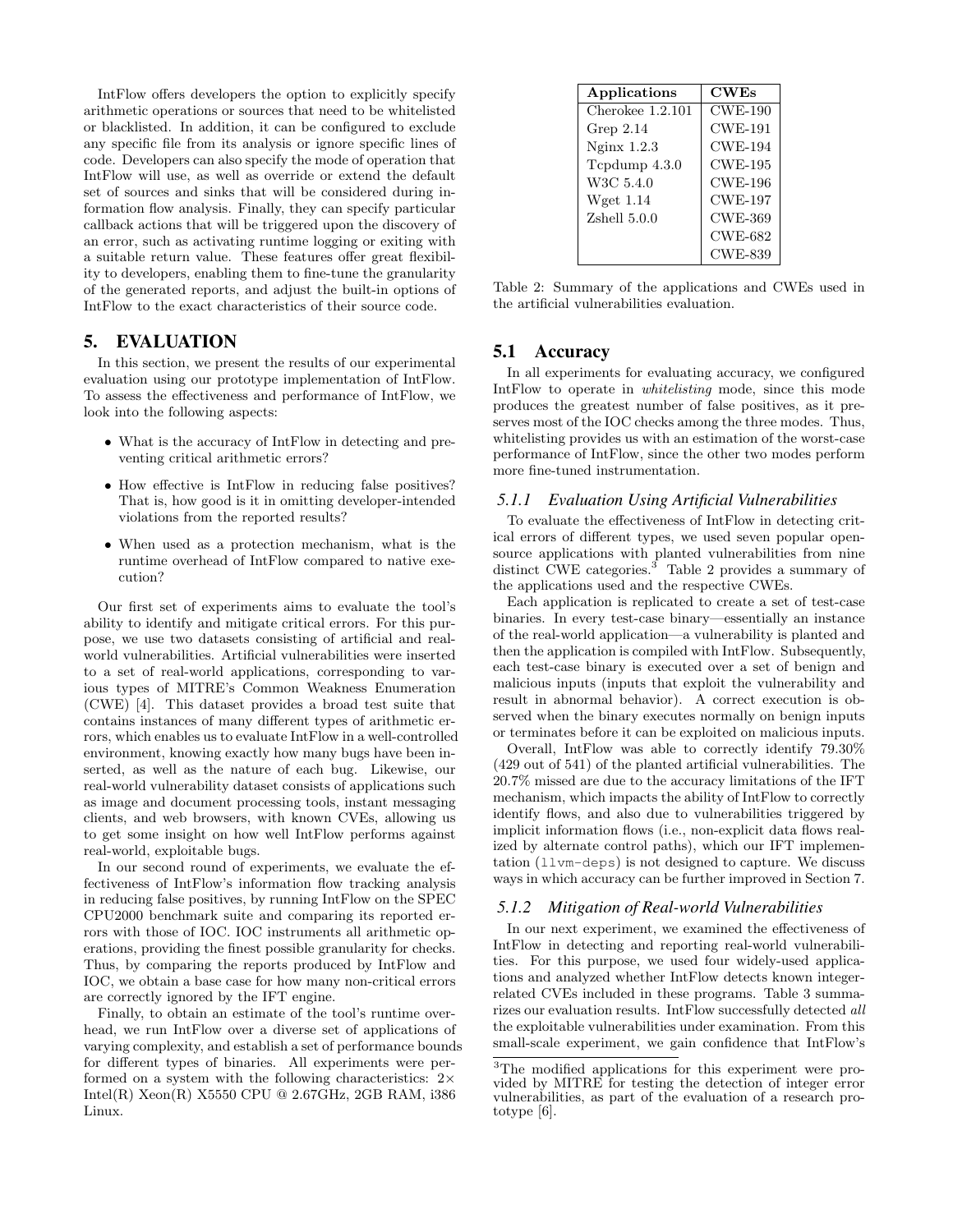IntFlow offers developers the option to explicitly specify arithmetic operations or sources that need to be whitelisted or blacklisted. In addition, it can be configured to exclude any specific file from its analysis or ignore specific lines of code. Developers can also specify the mode of operation that IntFlow will use, as well as override or extend the default set of sources and sinks that will be considered during information flow analysis. Finally, they can specify particular callback actions that will be triggered upon the discovery of an error, such as activating runtime logging or exiting with a suitable return value. These features offer great flexibility to developers, enabling them to fine-tune the granularity of the generated reports, and adjust the built-in options of IntFlow to the exact characteristics of their source code.

## 5. EVALUATION

In this section, we present the results of our experimental evaluation using our prototype implementation of IntFlow. To assess the effectiveness and performance of IntFlow, we look into the following aspects:

- What is the accuracy of IntFlow in detecting and preventing critical arithmetic errors?
- How effective is IntFlow in reducing false positives? That is, how good is it in omitting developer-intended violations from the reported results?
- When used as a protection mechanism, what is the runtime overhead of IntFlow compared to native execution?

Our first set of experiments aims to evaluate the tool's ability to identify and mitigate critical errors. For this purpose, we use two datasets consisting of artificial and real-world vulnerabilities. Artificial vulnerabilities were inserted to a set of real-world applications, corresponding to various types of MITRE's Common Weakness Enumeration (CWE) [4]. This dataset provides a broad test suite that contains instances of many different types of arithmetic errors, which enables us to evaluate IntFlow in a well-controlled environment, knowing exactly how many bugs have been inserted, as well as the nature of each bug. Likewise, our real-world vulnerability dataset consists of applications such as image and document processing tools, instant messaging clients, and web browsers, with known CVEs, allowing us to get some insight on how well IntFlow performs against real-world, exploitable bugs.

In our second round of experiments, we evaluate the effectiveness of IntFlow's information flow tracking analysis in reducing false positives, by running IntFlow on the SPEC CPU2000 benchmark suite and comparing its reported errors with those of IOC. IOC instruments all arithmetic operations, providing the finest possible granularity for checks. Thus, by comparing the reports produced by IntFlow and IOC, we obtain a base case for how many non-critical errors are correctly ignored by the IFT engine.

Finally, to obtain an estimate of the tool's runtime overhead, we run IntFlow over a diverse set of applications of varying complexity, and establish a set of performance bounds for different types of binaries. All experiments were performed on a system with the following characteristics: 2× Intel(R) Xeon(R) X5550 CPU @ 2.67GHz, 2GB RAM, i386 Linux.

| Applications | CWEs |
|---|---|
| Cherokee 1.2.101 | CWE-190 |
| Grep 2.14 | CWE-191 |
| Nginx 1.2.3 | CWE-194 |
| Tcpdump 4.3.0 | CWE-195 |
| W3C 5.4.0 | CWE-196 |
| Wget 1.14 | CWE-197 |
| Zshell 5.0.0 | CWE-369 |
| | CWE-682 |
| | CWE-839 |

Table 2: Summary of the applications and CWEs used in the artificial vulnerabilities evaluation.

### 5.1 Accuracy

In all experiments for evaluating accuracy, we configured IntFlow to operate in *whitelisting* mode, since this mode produces the greatest number of false positives, as it preserves most of the IOC checks among the three modes. Thus, whitelisting provides us with an estimation of the worst-case performance of IntFlow, since the other two modes perform more fine-tuned instrumentation.

#### 5.1.1 Evaluation Using Artificial Vulnerabilities

To evaluate the effectiveness of IntFlow in detecting critical errors of different types, we used seven popular open-source applications with planted vulnerabilities from nine distinct CWE categories.[3] Table 2 provides a summary of the applications used and the respective CWEs.

Each application is replicated to create a set of test-case binaries. In every test-case binary—essentially an instance of the real-world application—a vulnerability is planted and then the application is compiled with IntFlow. Subsequently, each test-case binary is executed over a set of benign and malicious inputs (inputs that exploit the vulnerability and result in abnormal behavior). A correct execution is observed when the binary executes normally on benign inputs or terminates before it can be exploited on malicious inputs.

Overall, IntFlow was able to correctly identify 79.30% (429 out of 541) of the planted artificial vulnerabilities. The 20.7% missed are due to the accuracy limitations of the IFT mechanism, which impacts the ability of IntFlow to correctly identify flows, and also due to vulnerabilities triggered by implicit information flows (i.e., non-explicit data flows realized by alternate control paths), which our IFT implementation (`llvm-deps`) is not designed to capture. We discuss ways in which accuracy can be further improved in Section 7.

#### 5.1.2 Mitigation of Real-world Vulnerabilities

In our next experiment, we examined the effectiveness of IntFlow in detecting and reporting real-world vulnerabilities. For this purpose, we used four widely-used applications and analyzed whether IntFlow detects known integer-related CVEs included in these programs. Table 3 summarizes our evaluation results. IntFlow successfully detected *all* the exploitable vulnerabilities under examination. From this small-scale experiment, we gain confidence that IntFlow's

[3] The modified applications for this experiment were provided by MITRE for testing the detection of integer error vulnerabilities, as part of the evaluation of a research prototype [6].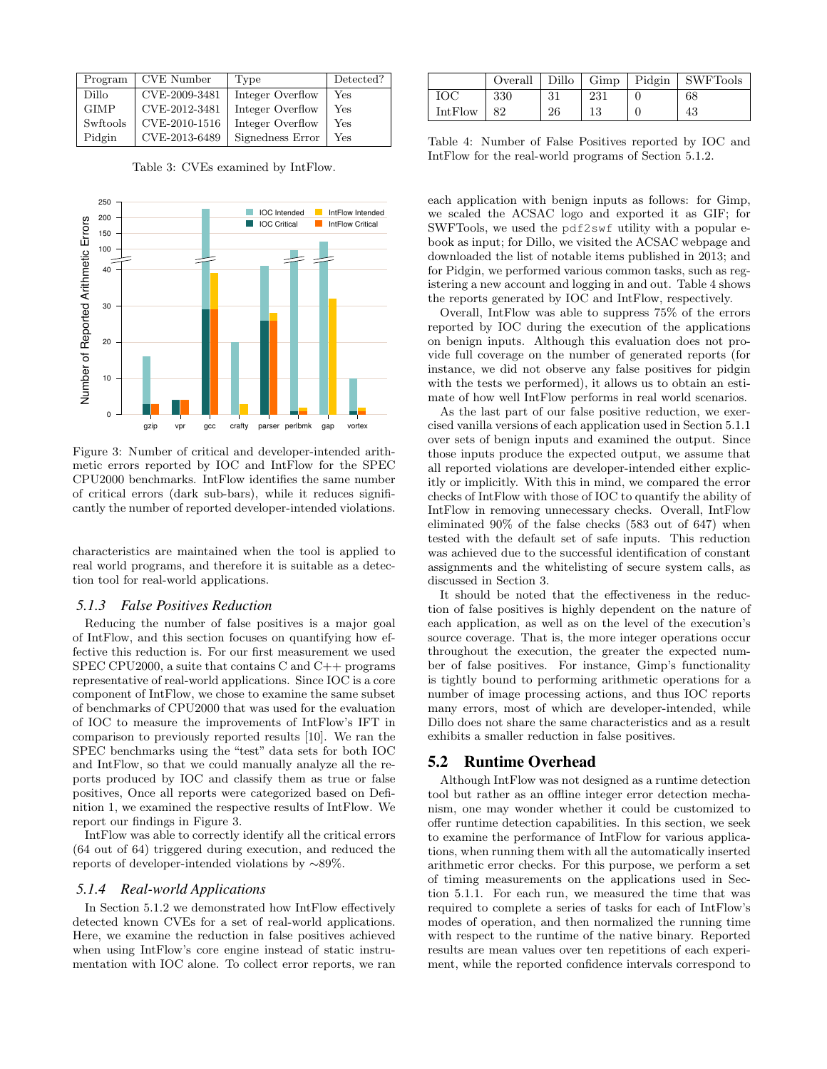| Program | CVE Number | Type | Detected? |
|---|---|---|---|
| Dillo | CVE-2009-3481 | Integer Overflow | Yes |
| GIMP | CVE-2012-3481 | Integer Overflow | Yes |
| Swftools | CVE-2010-1516 | Integer Overflow | Yes |
| Pidgin | CVE-2013-6489 | Signedness Error | Yes |

Table 3: CVEs examined by IntFlow.

Figure 3: Number of critical and developer-intended arithmetic errors reported by IOC and IntFlow for the SPEC CPU2000 benchmarks. IntFlow identifies the same number of critical errors (dark sub-bars), while it reduces significantly the number of reported developer-intended violations.

characteristics are maintained when the tool is applied to real world programs, and therefore it is suitable as a detection tool for real-world applications.

### *5.1.3 False Positives Reduction*

Reducing the number of false positives is a major goal of IntFlow, and this section focuses on quantifying how effective this reduction is. For our first measurement we used SPEC CPU2000, a suite that contains C and C++ programs representative of real-world applications. Since IOC is a core component of IntFlow, we chose to examine the same subset of benchmarks of CPU2000 that was used for the evaluation of IOC to measure the improvements of IntFlow's IFT in comparison to previously reported results [10]. We ran the SPEC benchmarks using the "test" data sets for both IOC and IntFlow, so that we could manually analyze all the reports produced by IOC and classify them as true or false positives, Once all reports were categorized based on Definition 1, we examined the respective results of IntFlow. We report our findings in Figure 3.

IntFlow was able to correctly identify all the critical errors (64 out of 64) triggered during execution, and reduced the reports of developer-intended violations by ∼89%.

### *5.1.4 Real-world Applications*

In Section 5.1.2 we demonstrated how IntFlow effectively detected known CVEs for a set of real-world applications. Here, we examine the reduction in false positives achieved when using IntFlow's core engine instead of static instrumentation with IOC alone. To collect error reports, we ran each application with benign inputs as follows: for Gimp, we scaled the ACSAC logo and exported it as GIF; for SWFTools, we used the `pdf2swf` utility with a popular e-book as input; for Dillo, we visited the ACSAC webpage and downloaded the list of notable items published in 2013; and for Pidgin, we performed various common tasks, such as registering a new account and logging in and out. Table 4 shows the reports generated by IOC and IntFlow, respectively.

| | Overall | Dillo | Gimp | Pidgin | SWFTools |
|---|---|---|---|---|---|
| IOC | 330 | 31 | 231 | 0 | 68 |
| IntFlow | 82 | 26 | 13 | 0 | 43 |

Table 4: Number of False Positives reported by IOC and IntFlow for the real-world programs of Section 5.1.2.

Overall, IntFlow was able to suppress 75% of the errors reported by IOC during the execution of the applications on benign inputs. Although this evaluation does not provide full coverage on the number of generated reports (for instance, we did not observe any false positives for pidgin with the tests we performed), it allows us to obtain an estimate of how well IntFlow performs in real world scenarios.

As the last part of our false positive reduction, we exercised vanilla versions of each application used in Section 5.1.1 over sets of benign inputs and examined the output. Since those inputs produce the expected output, we assume that all reported violations are developer-intended either explicitly or implicitly. With this in mind, we compared the error checks of IntFlow with those of IOC to quantify the ability of IntFlow in removing unnecessary checks. Overall, IntFlow eliminated 90% of the false checks (583 out of 647) when tested with the default set of safe inputs. This reduction was achieved due to the successful identification of constant assignments and the whitelisting of secure system calls, as discussed in Section 3.

It should be noted that the effectiveness in the reduction of false positives is highly dependent on the nature of each application, as well as on the level of the execution's source coverage. That is, the more integer operations occur throughout the execution, the greater the expected number of false positives. For instance, Gimp's functionality is tightly bound to performing arithmetic operations for a number of image processing actions, and thus IOC reports many errors, most of which are developer-intended, while Dillo does not share the same characteristics and as a result exhibits a smaller reduction in false positives.

## 5.2 Runtime Overhead

Although IntFlow was not designed as a runtime detection tool but rather as an offline integer error detection mechanism, one may wonder whether it could be customized to offer runtime detection capabilities. In this section, we seek to examine the performance of IntFlow for various applications, when running them with all the automatically inserted arithmetic error checks. For this purpose, we perform a set of timing measurements on the applications used in Section 5.1.1. For each run, we measured the time that was required to complete a series of tasks for each of IntFlow's modes of operation, and then normalized the running time with respect to the runtime of the native binary. Reported results are mean values over ten repetitions of each experiment, while the reported confidence intervals correspond to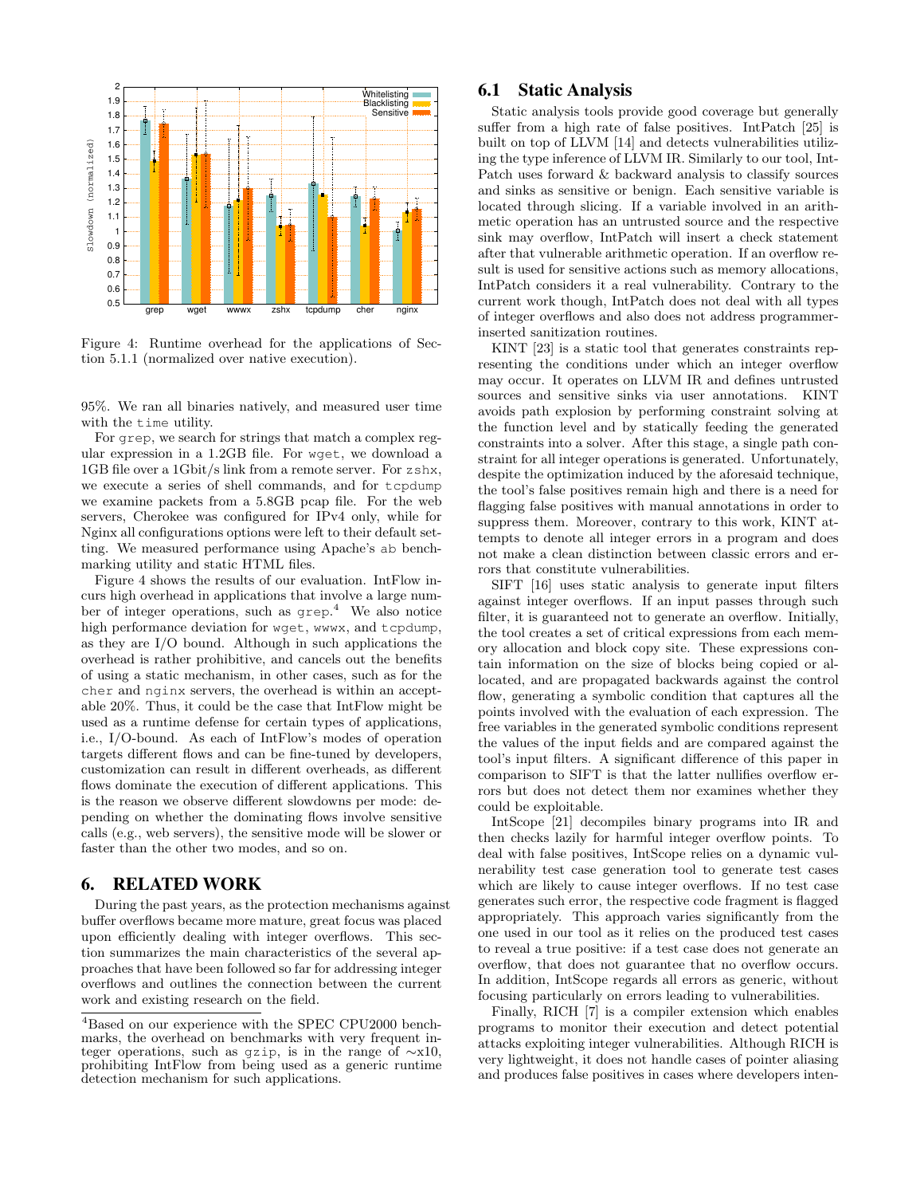Figure 4: Runtime overhead for the applications of Section 5.1.1 (normalized over native execution).

95%. We ran all binaries natively, and measured user time with the time utility.

For grep, we search for strings that match a complex regular expression in a 1.2GB file. For wget, we download a 1GB file over a 1Gbit/s link from a remote server. For zshx, we execute a series of shell commands, and for tcpdump we examine packets from a 5.8GB pcap file. For the web servers, Cherokee was configured for IPv4 only, while for Nginx all configurations options were left to their default setting. We measured performance using Apache's ab benchmarking utility and static HTML files.

Figure 4 shows the results of our evaluation. IntFlow incurs high overhead in applications that involve a large number of integer operations, such as grep.[4] We also notice high performance deviation for wget, wwwx, and tcpdump, as they are I/O bound. Although in such applications the overhead is rather prohibitive, and cancels out the benefits of using a static mechanism, in other cases, such as for the cher and nginx servers, the overhead is within an acceptable 20%. Thus, it could be the case that IntFlow might be used as a runtime defense for certain types of applications, i.e., I/O-bound. As each of IntFlow's modes of operation targets different flows and can be fine-tuned by developers, customization can result in different overheads, as different flows dominate the execution of different applications. This is the reason we observe different slowdowns per mode: depending on whether the dominating flows involve sensitive calls (e.g., web servers), the sensitive mode will be slower or faster than the other two modes, and so on.

# 6. RELATED WORK

During the past years, as the protection mechanisms against buffer overflows became more mature, great focus was placed upon efficiently dealing with integer overflows. This section summarizes the main characteristics of the several approaches that have been followed so far for addressing integer overflows and outlines the connection between the current work and existing research on the field.

## 6.1 Static Analysis

Static analysis tools provide good coverage but generally suffer from a high rate of false positives. IntPatch [25] is built on top of LLVM [14] and detects vulnerabilities utilizing the type inference of LLVM IR. Similarly to our tool, IntPatch uses forward & backward analysis to classify sources and sinks as sensitive or benign. Each sensitive variable is located through slicing. If a variable involved in an arithmetic operation has an untrusted source and the respective sink may overflow, IntPatch will insert a check statement after that vulnerable arithmetic operation. If an overflow result is used for sensitive actions such as memory allocations, IntPatch considers it a real vulnerability. Contrary to the current work though, IntPatch does not deal with all types of integer overflows and also does not address programmer-inserted sanitization routines.

KINT [23] is a static tool that generates constraints representing the conditions under which an integer overflow may occur. It operates on LLVM IR and defines untrusted sources and sensitive sinks via user annotations. KINT avoids path explosion by performing constraint solving at the function level and by statically feeding the generated constraints into a solver. After this stage, a single path constraint for all integer operations is generated. Unfortunately, despite the optimization induced by the aforesaid technique, the tool's false positives remain high and there is a need for flagging false positives with manual annotations in order to suppress them. Moreover, contrary to this work, KINT attempts to denote all integer errors in a program and does not make a clean distinction between classic errors and errors that constitute vulnerabilities.

SIFT [16] uses static analysis to generate input filters against integer overflows. If an input passes through such filter, it is guaranteed not to generate an overflow. Initially, the tool creates a set of critical expressions from each memory allocation and block copy site. These expressions contain information on the size of blocks being copied or allocated, and are propagated backwards against the control flow, generating a symbolic condition that captures all the points involved with the evaluation of each expression. The free variables in the generated symbolic conditions represent the values of the input fields and are compared against the tool's input filters. A significant difference of this paper in comparison to SIFT is that the latter nullifies overflow errors but does not detect them nor examines whether they could be exploitable.

IntScope [21] decompiles binary programs into IR and then checks lazily for harmful integer overflow points. To deal with false positives, IntScope relies on a dynamic vulnerability test case generation tool to generate test cases which are likely to cause integer overflows. If no test case generates such error, the respective code fragment is flagged appropriately. This approach varies significantly from the one used in our tool as it relies on the produced test cases to reveal a true positive: if a test case does not generate an overflow, that does not guarantee that no overflow occurs. In addition, IntScope regards all errors as generic, without focusing particularly on errors leading to vulnerabilities.

Finally, RICH [7] is a compiler extension which enables programs to monitor their execution and detect potential attacks exploiting integer vulnerabilities. Although RICH is very lightweight, it does not handle cases of pointer aliasing and produces false positives in cases where developers inten-

[4] Based on our experience with the SPEC CPU2000 benchmarks, the overhead on benchmarks with very frequent integer operations, such as gzip, is in the range of ∼x10, prohibiting IntFlow from being used as a generic runtime detection mechanism for such applications.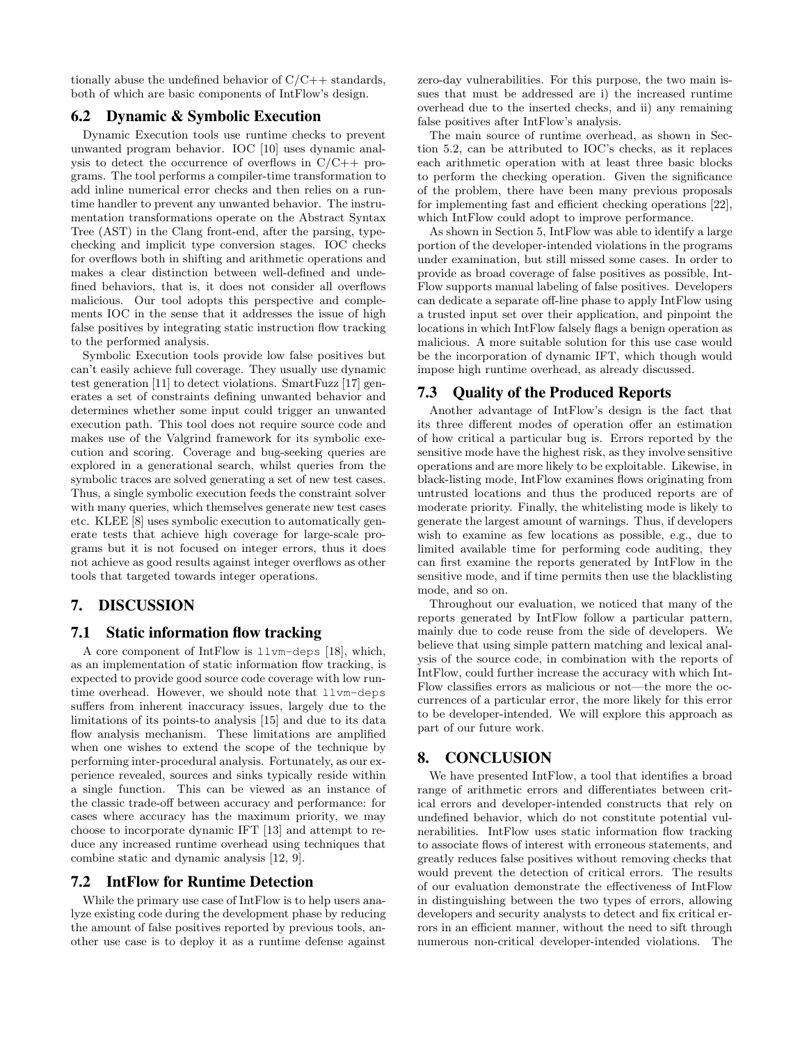tionally abuse the undefined behavior of C/C++ standards, both of which are basic components of IntFlow's design.

### 6.2 Dynamic & Symbolic Execution

Dynamic Execution tools use runtime checks to prevent unwanted program behavior. IOC [10] uses dynamic analysis to detect the occurrence of overflows in C/C++ programs. The tool performs a compiler-time transformation to add inline numerical error checks and then relies on a runtime handler to prevent any unwanted behavior. The instrumentation transformations operate on the Abstract Syntax Tree (AST) in the Clang front-end, after the parsing, type-checking and implicit type conversion stages. IOC checks for overflows both in shifting and arithmetic operations and makes a clear distinction between well-defined and undefined behaviors, that is, it does not consider all overflows malicious. Our tool adopts this perspective and complements IOC in the sense that it addresses the issue of high false positives by integrating static instruction flow tracking to the performed analysis.

Symbolic Execution tools provide low false positives but can't easily achieve full coverage. They usually use dynamic test generation [11] to detect violations. SmartFuzz [17] generates a set of constraints defining unwanted behavior and determines whether some input could trigger an unwanted execution path. This tool does not require source code and makes use of the Valgrind framework for its symbolic execution and scoring. Coverage and bug-seeking queries are explored in a generational search, whilst queries from the symbolic traces are solved generating a set of new test cases. Thus, a single symbolic execution feeds the constraint solver with many queries, which themselves generate new test cases etc. KLEE [8] uses symbolic execution to automatically generate tests that achieve high coverage for large-scale programs but it is not focused on integer errors, thus it does not achieve as good results against integer overflows as other tools that targeted towards integer operations.

## 7. DISCUSSION

### 7.1 Static information flow tracking

A core component of IntFlow is `llvm-deps` [18], which, as an implementation of static information flow tracking, is expected to provide good source code coverage with low runtime overhead. However, we should note that `llvm-deps` suffers from inherent inaccuracy issues, largely due to the limitations of its points-to analysis [15] and due to its data flow analysis mechanism. These limitations are amplified when one wishes to extend the scope of the technique by performing inter-procedural analysis. Fortunately, as our experience revealed, sources and sinks typically reside within a single function. This can be viewed as an instance of the classic trade-off between accuracy and performance: for cases where accuracy has the maximum priority, we may choose to incorporate dynamic IFT [13] and attempt to reduce any increased runtime overhead using techniques that combine static and dynamic analysis [12, 9].

### 7.2 IntFlow for Runtime Detection

While the primary use case of IntFlow is to help users analyze existing code during the development phase by reducing the amount of false positives reported by previous tools, another use case is to deploy it as a runtime defense against zero-day vulnerabilities. For this purpose, the two main issues that must be addressed are i) the increased runtime overhead due to the inserted checks, and ii) any remaining false positives after IntFlow's analysis.

The main source of runtime overhead, as shown in Section 5.2, can be attributed to IOC's checks, as it replaces each arithmetic operation with at least three basic blocks to perform the checking operation. Given the significance of the problem, there have been many previous proposals for implementing fast and efficient checking operations [22], which IntFlow could adopt to improve performance.

As shown in Section 5, IntFlow was able to identify a large portion of the developer-intended violations in the programs under examination, but still missed some cases. In order to provide as broad coverage of false positives as possible, IntFlow supports manual labeling of false positives. Developers can dedicate a separate off-line phase to apply IntFlow using a trusted input set over their application, and pinpoint the locations in which IntFlow falsely flags a benign operation as malicious. A more suitable solution for this use case would be the incorporation of dynamic IFT, which though would impose high runtime overhead, as already discussed.

### 7.3 Quality of the Produced Reports

Another advantage of IntFlow's design is the fact that its three different modes of operation offer an estimation of how critical a particular bug is. Errors reported by the sensitive mode have the highest risk, as they involve sensitive operations and are more likely to be exploitable. Likewise, in black-listing mode, IntFlow examines flows originating from untrusted locations and thus the produced reports are of moderate priority. Finally, the whitelisting mode is likely to generate the largest amount of warnings. Thus, if developers wish to examine as few locations as possible, e.g., due to limited available time for performing code auditing, they can first examine the reports generated by IntFlow in the sensitive mode, and if time permits then use the blacklisting mode, and so on.

Throughout our evaluation, we noticed that many of the reports generated by IntFlow follow a particular pattern, mainly due to code reuse from the side of developers. We believe that using simple pattern matching and lexical analysis of the source code, in combination with the reports of IntFlow, could further increase the accuracy with which IntFlow classifies errors as malicious or not—the more the occurrences of a particular error, the more likely for this error to be developer-intended. We will explore this approach as part of our future work.

## 8. CONCLUSION

We have presented IntFlow, a tool that identifies a broad range of arithmetic errors and differentiates between critical errors and developer-intended constructs that rely on undefined behavior, which do not constitute potential vulnerabilities. IntFlow uses static information flow tracking to associate flows of interest with erroneous statements, and greatly reduces false positives without removing checks that would prevent the detection of critical errors. The results of our evaluation demonstrate the effectiveness of IntFlow in distinguishing between the two types of errors, allowing developers and security analysts to detect and fix critical errors in an efficient manner, without the need to sift through numerous non-critical developer-intended violations. The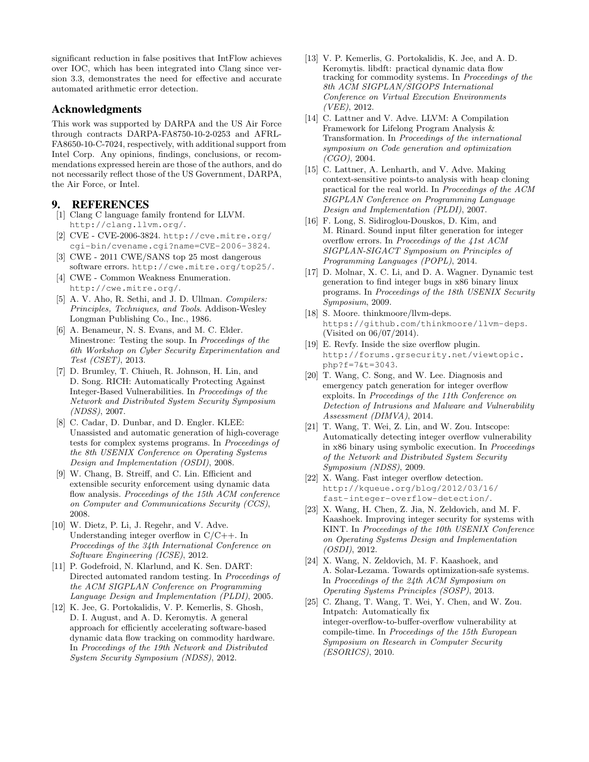significant reduction in false positives that IntFlow achieves over IOC, which has been integrated into Clang since version 3.3, demonstrates the need for effective and accurate automated arithmetic error detection.

## Acknowledgments

This work was supported by DARPA and the US Air Force through contracts DARPA-FA8750-10-2-0253 and AFRL-FA8650-10-C-7024, respectively, with additional support from Intel Corp. Any opinions, findings, conclusions, or recommendations expressed herein are those of the authors, and do not necessarily reflect those of the US Government, DARPA, the Air Force, or Intel.

## 9. REFERENCES

[1] Clang C language family frontend for LLVM. http://clang.llvm.org/.

[2] CVE - CVE-2006-3824. http://cve.mitre.org/cgi-bin/cvename.cgi?name=CVE-2006-3824.

[3] CWE - 2011 CWE/SANS top 25 most dangerous software errors. http://cwe.mitre.org/top25/.

[4] CWE - Common Weakness Enumeration. http://cwe.mitre.org/.

[5] A. V. Aho, R. Sethi, and J. D. Ullman. *Compilers: Principles, Techniques, and Tools*. Addison-Wesley Longman Publishing Co., Inc., 1986.

[6] A. Benameur, N. S. Evans, and M. C. Elder. Minestrone: Testing the soup. In *Proceedings of the 6th Workshop on Cyber Security Experimentation and Test (CSET)*, 2013.

[7] D. Brumley, T. Chiueh, R. Johnson, H. Lin, and D. Song. RICH: Automatically Protecting Against Integer-Based Vulnerabilities. In *Proceedings of the Network and Distributed System Security Symposium (NDSS)*, 2007.

[8] C. Cadar, D. Dunbar, and D. Engler. KLEE: Unassisted and automatic generation of high-coverage tests for complex systems programs. In *Proceedings of the 8th USENIX Conference on Operating Systems Design and Implementation (OSDI)*, 2008.

[9] W. Chang, B. Streiff, and C. Lin. Efficient and extensible security enforcement using dynamic data flow analysis. *Proceedings of the 15th ACM conference on Computer and Communications Security (CCS)*, 2008.

[10] W. Dietz, P. Li, J. Regehr, and V. Adve. Understanding integer overflow in C/C++. In *Proceedings of the 34th International Conference on Software Engineering (ICSE)*, 2012.

[11] P. Godefroid, N. Klarlund, and K. Sen. DART: Directed automated random testing. In *Proceedings of the ACM SIGPLAN Conference on Programming Language Design and Implementation (PLDI)*, 2005.

[12] K. Jee, G. Portokalidis, V. P. Kemerlis, S. Ghosh, D. I. August, and A. D. Keromytis. A general approach for efficiently accelerating software-based dynamic data flow tracking on commodity hardware. In *Proceedings of the 19th Network and Distributed System Security Symposium (NDSS)*, 2012.

[13] V. P. Kemerlis, G. Portokalidis, K. Jee, and A. D. Keromytis. libdft: practical dynamic data flow tracking for commodity systems. In *Proceedings of the 8th ACM SIGPLAN/SIGOPS International Conference on Virtual Execution Environments (VEE)*, 2012.

[14] C. Lattner and V. Adve. LLVM: A Compilation Framework for Lifelong Program Analysis & Transformation. In *Proceedings of the international symposium on Code generation and optimization (CGO)*, 2004.

[15] C. Lattner, A. Lenharth, and V. Adve. Making context-sensitive points-to analysis with heap cloning practical for the real world. In *Proceedings of the ACM SIGPLAN Conference on Programming Language Design and Implementation (PLDI)*, 2007.

[16] F. Long, S. Sidiroglou-Douskos, D. Kim, and M. Rinard. Sound input filter generation for integer overflow errors. In *Proceedings of the 41st ACM SIGPLAN-SIGACT Symposium on Principles of Programming Languages (POPL)*, 2014.

[17] D. Molnar, X. C. Li, and D. A. Wagner. Dynamic test generation to find integer bugs in x86 binary linux programs. In *Proceedings of the 18th USENIX Security Symposium*, 2009.

[18] S. Moore. thinkmoore/llvm-deps. https://github.com/thinkmoore/llvm-deps. (Visited on 06/07/2014).

[19] E. Revfy. Inside the size overflow plugin. http://forums.grsecurity.net/viewtopic.php?f=7&t=3043.

[20] T. Wang, C. Song, and W. Lee. Diagnosis and emergency patch generation for integer overflow exploits. In *Proceedings of the 11th Conference on Detection of Intrusions and Malware and Vulnerability Assessment (DIMVA)*, 2014.

[21] T. Wang, T. Wei, Z. Lin, and W. Zou. Intscope: Automatically detecting integer overflow vulnerability in x86 binary using symbolic execution. In *Proceedings of the Network and Distributed System Security Symposium (NDSS)*, 2009.

[22] X. Wang. Fast integer overflow detection. http://kqueue.org/blog/2012/03/16/fast-integer-overflow-detection/.

[23] X. Wang, H. Chen, Z. Jia, N. Zeldovich, and M. F. Kaashoek. Improving integer security for systems with KINT. In *Proceedings of the 10th USENIX Conference on Operating Systems Design and Implementation (OSDI)*, 2012.

[24] X. Wang, N. Zeldovich, M. F. Kaashoek, and A. Solar-Lezama. Towards optimization-safe systems. In *Proceedings of the 24th ACM Symposium on Operating Systems Principles (SOSP)*, 2013.

[25] C. Zhang, T. Wang, T. Wei, Y. Chen, and W. Zou. Intpatch: Automatically fix integer-overflow-to-buffer-overflow vulnerability at compile-time. In *Proceedings of the 15th European Symposium on Research in Computer Security (ESORICS)*, 2010.